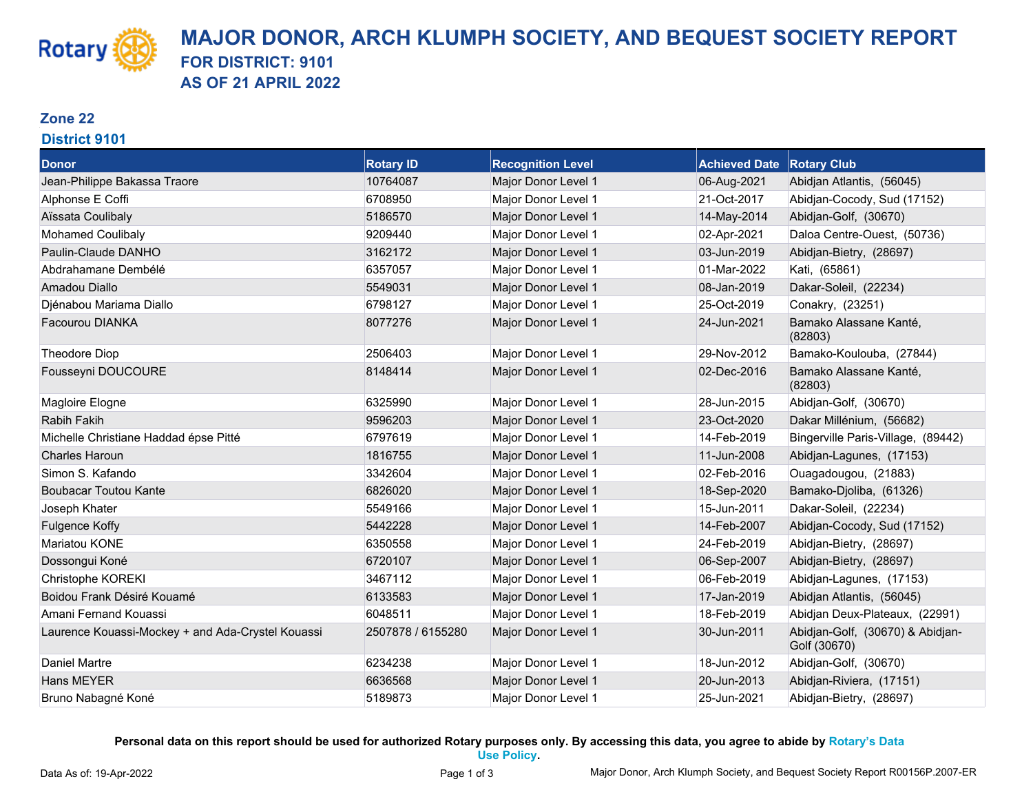# MAJOR DONOR, ARCH KLUMPH SOCIETY, AND BEQUEST SOCIETY REPORT

## FOR DISTRICT: 9101

## AS OF 21 APRIL 2022

### Zone 22

### District 9101

| Donor | Rotary ID | Recognition Level | Achieved Date | Rotary Club |
|---|---|---|---|---|
| Jean-Philippe Bakassa Traore | 10764087 | Major Donor Level 1 | 06-Aug-2021 | Abidjan Atlantis, (56045) |
| Alphonse E Coffi | 6708950 | Major Donor Level 1 | 21-Oct-2017 | Abidjan-Cocody, Sud (17152) |
| Aïssata Coulibaly | 5186570 | Major Donor Level 1 | 14-May-2014 | Abidjan-Golf, (30670) |
| Mohamed Coulibaly | 9209440 | Major Donor Level 1 | 02-Apr-2021 | Daloa Centre-Ouest, (50736) |
| Paulin-Claude DANHO | 3162172 | Major Donor Level 1 | 03-Jun-2019 | Abidjan-Bietry, (28697) |
| Abdrahamane Dembélé | 6357057 | Major Donor Level 1 | 01-Mar-2022 | Kati, (65861) |
| Amadou Diallo | 5549031 | Major Donor Level 1 | 08-Jan-2019 | Dakar-Soleil, (22234) |
| Djénabou Mariama Diallo | 6798127 | Major Donor Level 1 | 25-Oct-2019 | Conakry, (23251) |
| Facourou DIANKA | 8077276 | Major Donor Level 1 | 24-Jun-2021 | Bamako Alassane Kanté, (82803) |
| Theodore Diop | 2506403 | Major Donor Level 1 | 29-Nov-2012 | Bamako-Koulouba, (27844) |
| Fousseyni DOUCOURE | 8148414 | Major Donor Level 1 | 02-Dec-2016 | Bamako Alassane Kanté, (82803) |
| Magloire Elogne | 6325990 | Major Donor Level 1 | 28-Jun-2015 | Abidjan-Golf, (30670) |
| Rabih Fakih | 9596203 | Major Donor Level 1 | 23-Oct-2020 | Dakar Millénium, (56682) |
| Michelle Christiane Haddad épse Pitté | 6797619 | Major Donor Level 1 | 14-Feb-2019 | Bingerville Paris-Village, (89442) |
| Charles Haroun | 1816755 | Major Donor Level 1 | 11-Jun-2008 | Abidjan-Lagunes, (17153) |
| Simon S. Kafando | 3342604 | Major Donor Level 1 | 02-Feb-2016 | Ouagadougou, (21883) |
| Boubacar Toutou Kante | 6826020 | Major Donor Level 1 | 18-Sep-2020 | Bamako-Djoliba, (61326) |
| Joseph Khater | 5549166 | Major Donor Level 1 | 15-Jun-2011 | Dakar-Soleil, (22234) |
| Fulgence Koffy | 5442228 | Major Donor Level 1 | 14-Feb-2007 | Abidjan-Cocody, Sud (17152) |
| Mariatou KONE | 6350558 | Major Donor Level 1 | 24-Feb-2019 | Abidjan-Bietry, (28697) |
| Dossongui Koné | 6720107 | Major Donor Level 1 | 06-Sep-2007 | Abidjan-Bietry, (28697) |
| Christophe KOREKI | 3467112 | Major Donor Level 1 | 06-Feb-2019 | Abidjan-Lagunes, (17153) |
| Boidou Frank Désiré Kouamé | 6133583 | Major Donor Level 1 | 17-Jan-2019 | Abidjan Atlantis, (56045) |
| Amani Fernand Kouassi | 6048511 | Major Donor Level 1 | 18-Feb-2019 | Abidjan Deux-Plateaux, (22991) |
| Laurence Kouassi-Mockey + and Ada-Crystel Kouassi | 2507878 / 6155280 | Major Donor Level 1 | 30-Jun-2011 | Abidjan-Golf, (30670) & Abidjan-Golf (30670) |
| Daniel Martre | 6234238 | Major Donor Level 1 | 18-Jun-2012 | Abidjan-Golf, (30670) |
| Hans MEYER | 6636568 | Major Donor Level 1 | 20-Jun-2013 | Abidjan-Riviera, (17151) |
| Bruno Nabagné Koné | 5189873 | Major Donor Level 1 | 25-Jun-2021 | Abidjan-Bietry, (28697) |

**Personal data on this report should be used for authorized Rotary purposes only. By accessing this data, you agree to abide by Rotary's Data Use Policy.**

Data As of: 19-Apr-2022

Major Donor, Arch Klumph Society, and Bequest Society Report R00156P.2007-ER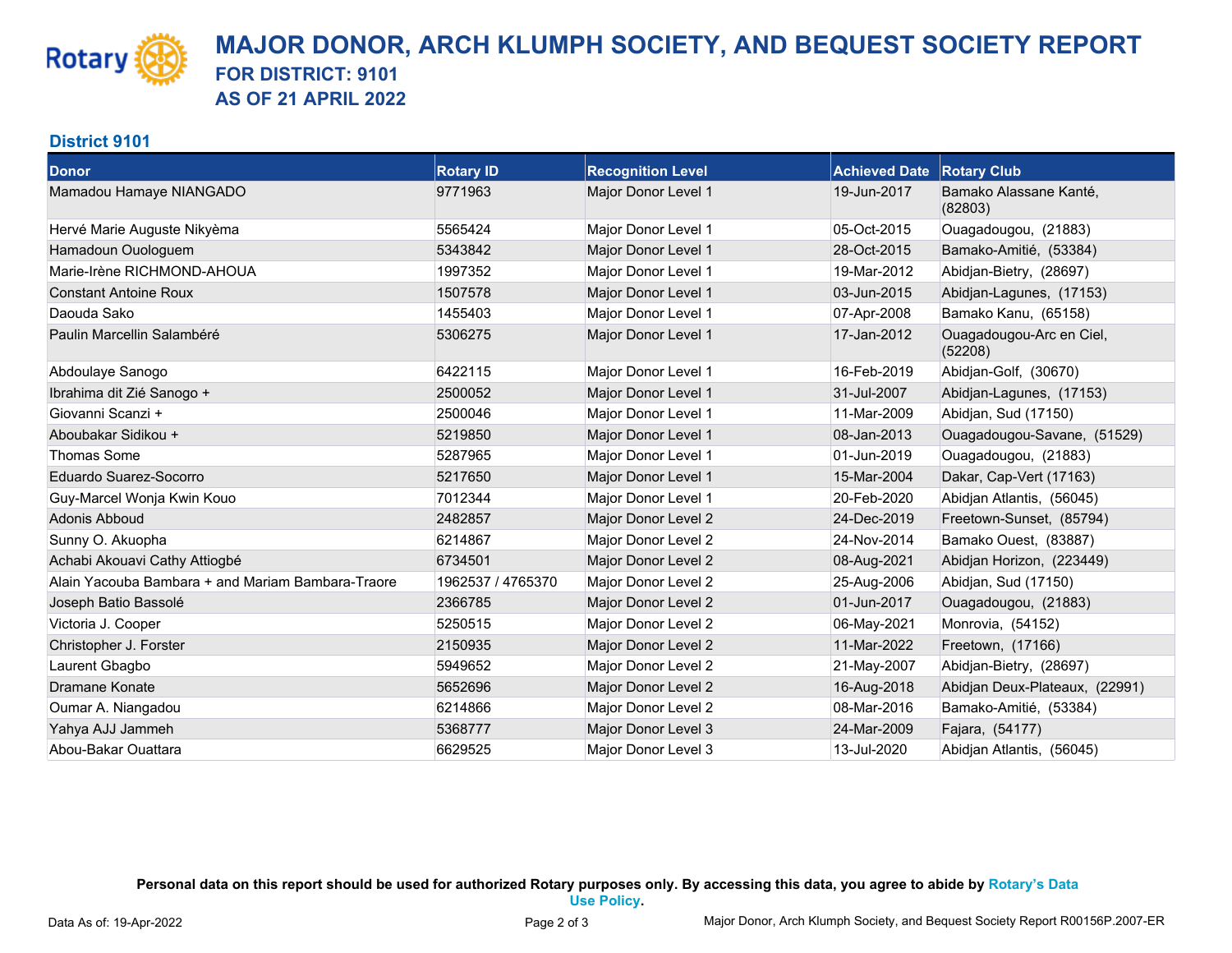# MAJOR DONOR, ARCH KLUMPH SOCIETY, AND BEQUEST SOCIETY REPORT

## FOR DISTRICT: 9101

## AS OF 21 APRIL 2022

### District 9101

| Donor | Rotary ID | Recognition Level | Achieved Date | Rotary Club |
|---|---|---|---|---|
| Mamadou Hamaye NIANGADO | 9771963 | Major Donor Level 1 | 19-Jun-2017 | Bamako Alassane Kanté, (82803) |
| Hervé Marie Auguste Nikyèma | 5565424 | Major Donor Level 1 | 05-Oct-2015 | Ouagadougou, (21883) |
| Hamadoun Ouologuem | 5343842 | Major Donor Level 1 | 28-Oct-2015 | Bamako-Amitié, (53384) |
| Marie-Irène RICHMOND-AHOUA | 1997352 | Major Donor Level 1 | 19-Mar-2012 | Abidjan-Bietry, (28697) |
| Constant Antoine Roux | 1507578 | Major Donor Level 1 | 03-Jun-2015 | Abidjan-Lagunes, (17153) |
| Daouda Sako | 1455403 | Major Donor Level 1 | 07-Apr-2008 | Bamako Kanu, (65158) |
| Paulin Marcellin Salambéré | 5306275 | Major Donor Level 1 | 17-Jan-2012 | Ouagadougou-Arc en Ciel, (52208) |
| Abdoulaye Sanogo | 6422115 | Major Donor Level 1 | 16-Feb-2019 | Abidjan-Golf, (30670) |
| Ibrahima dit Zié Sanogo + | 2500052 | Major Donor Level 1 | 31-Jul-2007 | Abidjan-Lagunes, (17153) |
| Giovanni Scanzi + | 2500046 | Major Donor Level 1 | 11-Mar-2009 | Abidjan, Sud (17150) |
| Aboubakar Sidikou + | 5219850 | Major Donor Level 1 | 08-Jan-2013 | Ouagadougou-Savane, (51529) |
| Thomas Some | 5287965 | Major Donor Level 1 | 01-Jun-2019 | Ouagadougou, (21883) |
| Eduardo Suarez-Socorro | 5217650 | Major Donor Level 1 | 15-Mar-2004 | Dakar, Cap-Vert (17163) |
| Guy-Marcel Wonja Kwin Kouo | 7012344 | Major Donor Level 1 | 20-Feb-2020 | Abidjan Atlantis, (56045) |
| Adonis Abboud | 2482857 | Major Donor Level 2 | 24-Dec-2019 | Freetown-Sunset, (85794) |
| Sunny O. Akuopha | 6214867 | Major Donor Level 2 | 24-Nov-2014 | Bamako Ouest, (83887) |
| Achabi Akouavi Cathy Attiogbé | 6734501 | Major Donor Level 2 | 08-Aug-2021 | Abidjan Horizon, (223449) |
| Alain Yacouba Bambara + and Mariam Bambara-Traore | 1962537 / 4765370 | Major Donor Level 2 | 25-Aug-2006 | Abidjan, Sud (17150) |
| Joseph Batio Bassolé | 2366785 | Major Donor Level 2 | 01-Jun-2017 | Ouagadougou, (21883) |
| Victoria J. Cooper | 5250515 | Major Donor Level 2 | 06-May-2021 | Monrovia, (54152) |
| Christopher J. Forster | 2150935 | Major Donor Level 2 | 11-Mar-2022 | Freetown, (17166) |
| Laurent Gbagbo | 5949652 | Major Donor Level 2 | 21-May-2007 | Abidjan-Bietry, (28697) |
| Dramane Konate | 5652696 | Major Donor Level 2 | 16-Aug-2018 | Abidjan Deux-Plateaux, (22991) |
| Oumar A. Niangadou | 6214866 | Major Donor Level 2 | 08-Mar-2016 | Bamako-Amitié, (53384) |
| Yahya AJJ Jammeh | 5368777 | Major Donor Level 3 | 24-Mar-2009 | Fajara, (54177) |
| Abou-Bakar Ouattara | 6629525 | Major Donor Level 3 | 13-Jul-2020 | Abidjan Atlantis, (56045) |

**Personal data on this report should be used for authorized Rotary purposes only. By accessing this data, you agree to abide by Rotary's Data Use Policy.**

Data As of: 19-Apr-2022

Major Donor, Arch Klumph Society, and Bequest Society Report R00156P.2007-ER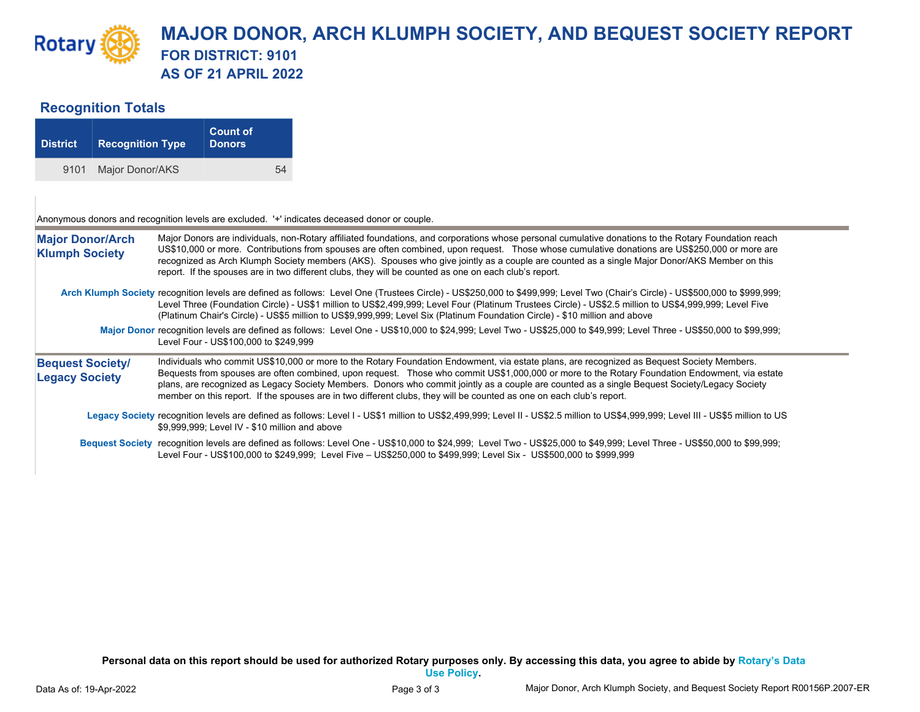# MAJOR DONOR, ARCH KLUMPH SOCIETY, AND BEQUEST SOCIETY REPORT

## FOR DISTRICT: 9101

## AS OF 21 APRIL 2022

### Recognition Totals

| District | Recognition Type | Count of Donors |
|---|---|---|
| 9101 | Major Donor/AKS | 54 |

Anonymous donors and recognition levels are excluded. '+' indicates deceased donor or couple.

**Major Donor/Arch Klumph Society** Major Donors are individuals, non-Rotary affiliated foundations, and corporations whose personal cumulative donations to the Rotary Foundation reach US$10,000 or more. Contributions from spouses are often combined, upon request. Those whose cumulative donations are US$250,000 or more are recognized as Arch Klumph Society members (AKS). Spouses who give jointly as a couple are counted as a single Major Donor/AKS Member on this report. If the spouses are in two different clubs, they will be counted as one on each club's report.

**Arch Klumph Society** recognition levels are defined as follows: Level One (Trustees Circle) - US$250,000 to $499,999; Level Two (Chair's Circle) - US$500,000 to $999,999; Level Three (Foundation Circle) - US$1 million to US$2,499,999; Level Four (Platinum Trustees Circle) - US$2.5 million to US$4,999,999; Level Five (Platinum Chair's Circle) - US$5 million to US$9,999,999; Level Six (Platinum Foundation Circle) - $10 million and above

**Major Donor** recognition levels are defined as follows: Level One - US$10,000 to $24,999; Level Two - US$25,000 to $49,999; Level Three - US$50,000 to $99,999; Level Four - US$100,000 to $249,999

**Bequest Society/ Legacy Society** Individuals who commit US$10,000 or more to the Rotary Foundation Endowment, via estate plans, are recognized as Bequest Society Members. Bequests from spouses are often combined, upon request. Those who commit US$1,000,000 or more to the Rotary Foundation Endowment, via estate plans, are recognized as Legacy Society Members. Donors who commit jointly as a couple are counted as a single Bequest Society/Legacy Society member on this report. If the spouses are in two different clubs, they will be counted as one on each club's report.

**Legacy Society** recognition levels are defined as follows: Level I - US$1 million to US$2,499,999; Level II - US$2.5 million to US$4,999,999; Level III - US$5 million to US $9,999,999; Level IV - $10 million and above

**Bequest Society** recognition levels are defined as follows: Level One - US$10,000 to $24,999; Level Two - US$25,000 to $49,999; Level Three - US$50,000 to $99,999; Level Four - US$100,000 to $249,999; Level Five – US$250,000 to $499,999; Level Six - US$500,000 to $999,999

**Personal data on this report should be used for authorized Rotary purposes only. By accessing this data, you agree to abide by Rotary's Data Use Policy.**

Data As of: 19-Apr-2022

Major Donor, Arch Klumph Society, and Bequest Society Report R00156P.2007-ER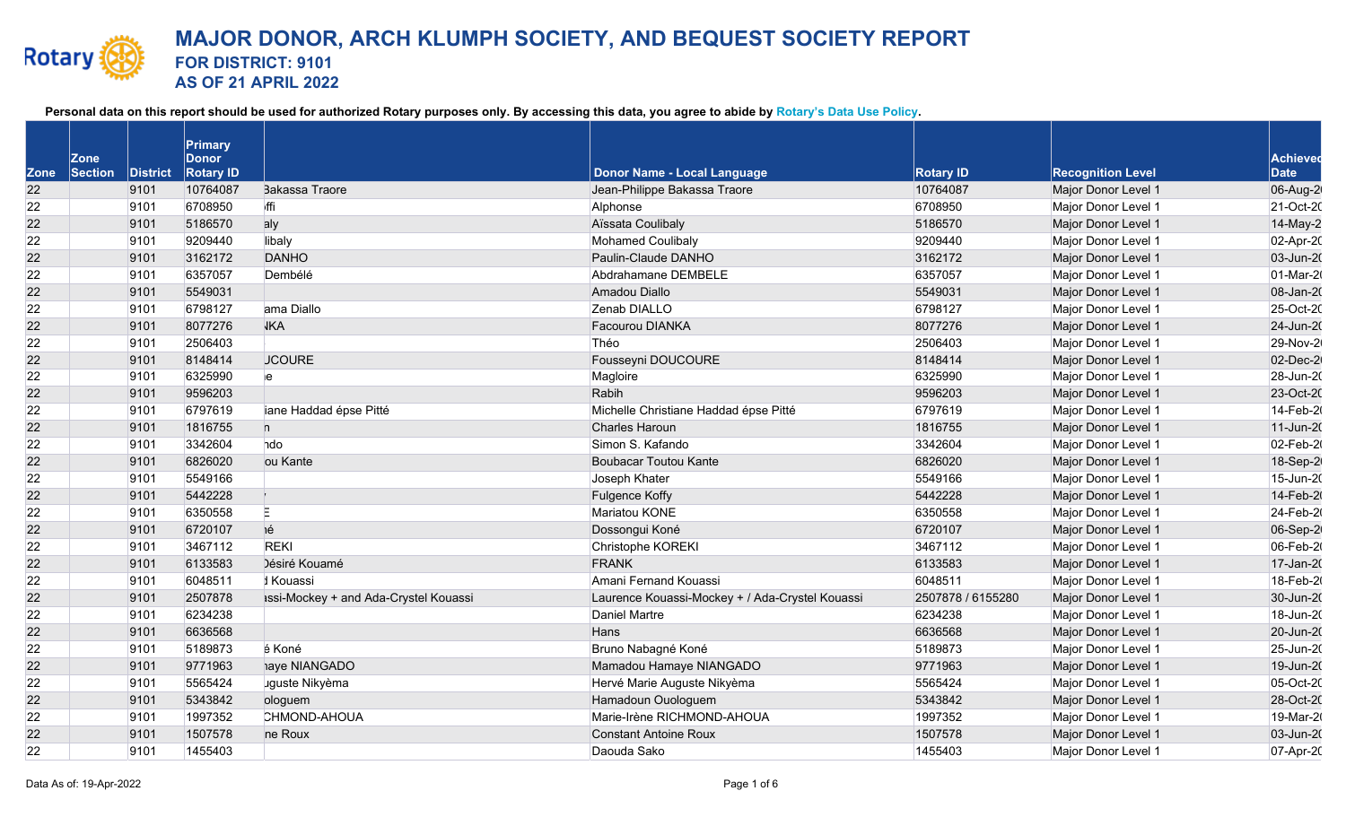# MAJOR DONOR, ARCH KLUMPH SOCIETY, AND BEQUEST SOCIETY REPORT

## FOR DISTRICT: 9101

## AS OF 21 APRIL 2022

**Personal data on this report should be used for authorized Rotary purposes only. By accessing this data, you agree to abide by Rotary's Data Use Policy.**

| Zone | Zone Section | District | Primary Donor Rotary ID | | Donor Name - Local Language | Rotary ID | Recognition Level | Achieved Date |
|---|---|---|---|---|---|---|---|---|
| 22 | | 9101 | 10764087 | Bakassa Traore | Jean-Philippe Bakassa Traore | 10764087 | Major Donor Level 1 | 06-Aug-2 |
| 22 | | 9101 | 6708950 | ffi | Alphonse | 6708950 | Major Donor Level 1 | 21-Oct-2 |
| 22 | | 9101 | 5186570 | aly | Aïssata Coulibaly | 5186570 | Major Donor Level 1 | 14-May-2 |
| 22 | | 9101 | 9209440 | libaly | Mohamed Coulibaly | 9209440 | Major Donor Level 1 | 02-Apr-2 |
| 22 | | 9101 | 3162172 | DANHO | Paulin-Claude DANHO | 3162172 | Major Donor Level 1 | 03-Jun-2 |
| 22 | | 9101 | 6357057 | Dembélé | Abdrahamane DEMBELE | 6357057 | Major Donor Level 1 | 01-Mar-2 |
| 22 | | 9101 | 5549031 | | Amadou Diallo | 5549031 | Major Donor Level 1 | 08-Jan-2 |
| 22 | | 9101 | 6798127 | ama Diallo | Zenab DIALLO | 6798127 | Major Donor Level 1 | 25-Oct-2 |
| 22 | | 9101 | 8077276 | NKA | Facourou DIANKA | 8077276 | Major Donor Level 1 | 24-Jun-2 |
| 22 | | 9101 | 2506403 | | Théo | 2506403 | Major Donor Level 1 | 29-Nov-2 |
| 22 | | 9101 | 8148414 | JCOURE | Fousseyni DOUCOURE | 8148414 | Major Donor Level 1 | 02-Dec-2 |
| 22 | | 9101 | 6325990 | e | Magloire | 6325990 | Major Donor Level 1 | 28-Jun-2 |
| 22 | | 9101 | 9596203 | | Rabih | 9596203 | Major Donor Level 1 | 23-Oct-2 |
| 22 | | 9101 | 6797619 | iane Haddad épse Pitté | Michelle Christiane Haddad épse Pitté | 6797619 | Major Donor Level 1 | 14-Feb-2 |
| 22 | | 9101 | 1816755 | n | Charles Haroun | 1816755 | Major Donor Level 1 | 11-Jun-2 |
| 22 | | 9101 | 3342604 | ndo | Simon S. Kafando | 3342604 | Major Donor Level 1 | 02-Feb-2 |
| 22 | | 9101 | 6826020 | ou Kante | Boubacar Toutou Kante | 6826020 | Major Donor Level 1 | 18-Sep-2 |
| 22 | | 9101 | 5549166 | | Joseph Khater | 5549166 | Major Donor Level 1 | 15-Jun-2 |
| 22 | | 9101 | 5442228 | | Fulgence Koffy | 5442228 | Major Donor Level 1 | 14-Feb-2 |
| 22 | | 9101 | 6350558 | E | Mariatou KONE | 6350558 | Major Donor Level 1 | 24-Feb-2 |
| 22 | | 9101 | 6720107 | né | Dossongui Koné | 6720107 | Major Donor Level 1 | 06-Sep-2 |
| 22 | | 9101 | 3467112 | REKI | Christophe KOREKI | 3467112 | Major Donor Level 1 | 06-Feb-2 |
| 22 | | 9101 | 6133583 | Désiré Kouamé | FRANK | 6133583 | Major Donor Level 1 | 17-Jan-2 |
| 22 | | 9101 | 6048511 | l Kouassi | Amani Fernand Kouassi | 6048511 | Major Donor Level 1 | 18-Feb-2 |
| 22 | | 9101 | 2507878 | ssi-Mockey + and Ada-Crystel Kouassi | Laurence Kouassi-Mockey + / Ada-Crystel Kouassi | 2507878 / 6155280 | Major Donor Level 1 | 30-Jun-2 |
| 22 | | 9101 | 6234238 | | Daniel Martre | 6234238 | Major Donor Level 1 | 18-Jun-2 |
| 22 | | 9101 | 6636568 | | Hans | 6636568 | Major Donor Level 1 | 20-Jun-2 |
| 22 | | 9101 | 5189873 | é Koné | Bruno Nabagné Koné | 5189873 | Major Donor Level 1 | 25-Jun-2 |
| 22 | | 9101 | 9771963 | naye NIANGADO | Mamadou Hamaye NIANGADO | 9771963 | Major Donor Level 1 | 19-Jun-2 |
| 22 | | 9101 | 5565424 | uguste Nikyèma | Hervé Marie Auguste Nikyèma | 5565424 | Major Donor Level 1 | 05-Oct-2 |
| 22 | | 9101 | 5343842 | ologuem | Hamadoun Ouologuem | 5343842 | Major Donor Level 1 | 28-Oct-2 |
| 22 | | 9101 | 1997352 | CHMOND-AHOUA | Marie-Irène RICHMOND-AHOUA | 1997352 | Major Donor Level 1 | 19-Mar-2 |
| 22 | | 9101 | 1507578 | ne Roux | Constant Antoine Roux | 1507578 | Major Donor Level 1 | 03-Jun-2 |
| 22 | | 9101 | 1455403 | | Daouda Sako | 1455403 | Major Donor Level 1 | 07-Apr-2 |

Data As of: 19-Apr-2022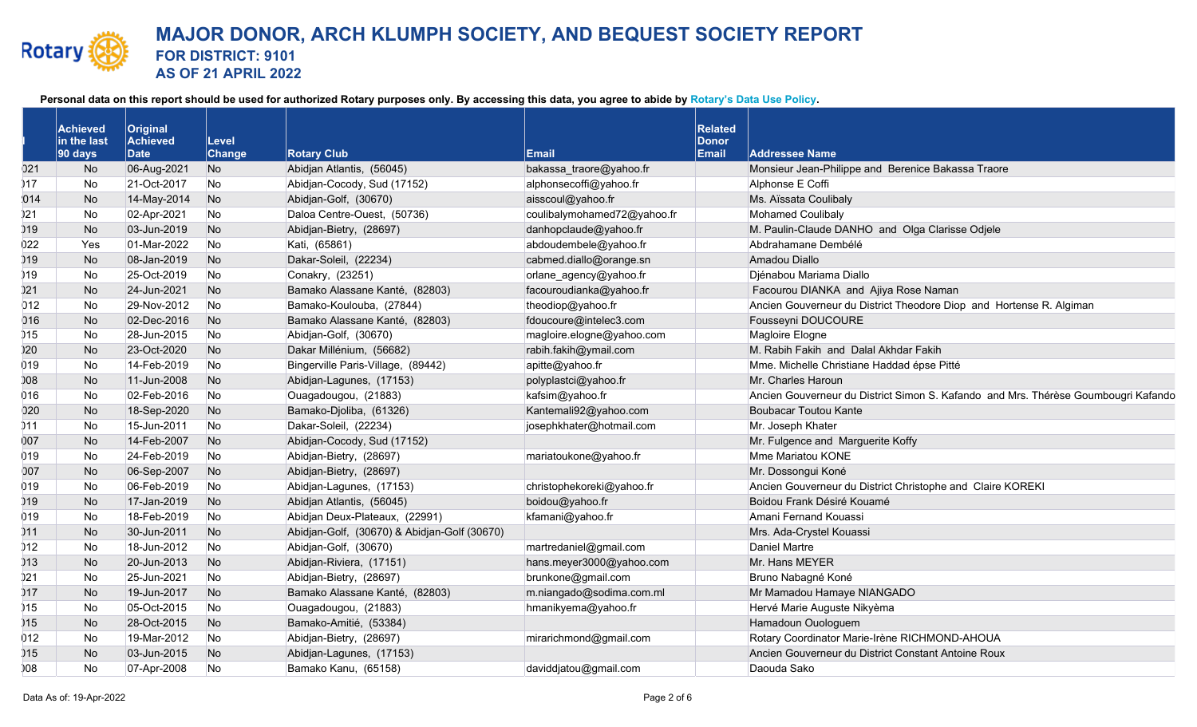# MAJOR DONOR, ARCH KLUMPH SOCIETY, AND BEQUEST SOCIETY REPORT

## FOR DISTRICT: 9101

## AS OF 21 APRIL 2022

**Personal data on this report should be used for authorized Rotary purposes only. By accessing this data, you agree to abide by Rotary's Data Use Policy.**

| | Achieved in the last 90 days | Original Achieved Date | Level Change | Rotary Club | Email | Related Donor Email | Addressee Name |
|---|---|---|---|---|---|---|---|
| )21 | No | 06-Aug-2021 | No | Abidjan Atlantis, (56045) | bakassa_traore@yahoo.fr | | Monsieur Jean-Philippe and Berenice Bakassa Traore |
| )17 | No | 21-Oct-2017 | No | Abidjan-Cocody, Sud (17152) | alphonsecoffi@yahoo.fr | | Alphonse E Coffi |
| 014 | No | 14-May-2014 | No | Abidjan-Golf, (30670) | aisscoul@yahoo.fr | | Ms. Aïssata Coulibaly |
| )21 | No | 02-Apr-2021 | No | Daloa Centre-Ouest, (50736) | coulibalymohamed72@yahoo.fr | | Mohamed Coulibaly |
| )19 | No | 03-Jun-2019 | No | Abidjan-Bietry, (28697) | danhopclaude@yahoo.fr | | M. Paulin-Claude DANHO and Olga Clarisse Odjele |
| )22 | Yes | 01-Mar-2022 | No | Kati, (65861) | abdoudembele@yahoo.fr | | Abdrahamane Dembélé |
| )19 | No | 08-Jan-2019 | No | Dakar-Soleil, (22234) | cabmed.diallo@orange.sn | | Amadou Diallo |
| )19 | No | 25-Oct-2019 | No | Conakry, (23251) | orlane_agency@yahoo.fr | | Djénabou Mariama Diallo |
| )21 | No | 24-Jun-2021 | No | Bamako Alassane Kanté, (82803) | facouroudianka@yahoo.fr | | Facourou DIANKA and Ajiya Rose Naman |
| )12 | No | 29-Nov-2012 | No | Bamako-Koulouba, (27844) | theodiop@yahoo.fr | | Ancien Gouverneur du District Theodore Diop and Hortense R. Algiman |
| )16 | No | 02-Dec-2016 | No | Bamako Alassane Kanté, (82803) | fdoucoure@intelec3.com | | Fousseyni DOUCOURE |
| )15 | No | 28-Jun-2015 | No | Abidjan-Golf, (30670) | magloire.elogne@yahoo.com | | Magloire Elogne |
| )20 | No | 23-Oct-2020 | No | Dakar Millénium, (56682) | rabih.fakih@ymail.com | | M. Rabih Fakih and Dalal Akhdar Fakih |
| )19 | No | 14-Feb-2019 | No | Bingerville Paris-Village, (89442) | apitte@yahoo.fr | | Mme. Michelle Christiane Haddad épse Pitté |
| )08 | No | 11-Jun-2008 | No | Abidjan-Lagunes, (17153) | polyplastci@yahoo.fr | | Mr. Charles Haroun |
| )16 | No | 02-Feb-2016 | No | Ouagadougou, (21883) | kafsim@yahoo.fr | | Ancien Gouverneur du District Simon S. Kafando and Mrs. Thérèse Goumbougri Kafando |
| )20 | No | 18-Sep-2020 | No | Bamako-Djoliba, (61326) | Kantemali92@yahoo.com | | Boubacar Toutou Kante |
| )11 | No | 15-Jun-2011 | No | Dakar-Soleil, (22234) | josephkhater@hotmail.com | | Mr. Joseph Khater |
| )07 | No | 14-Feb-2007 | No | Abidjan-Cocody, Sud (17152) | | | Mr. Fulgence and Marguerite Koffy |
| )19 | No | 24-Feb-2019 | No | Abidjan-Bietry, (28697) | mariatoukone@yahoo.fr | | Mme Mariatou KONE |
| )07 | No | 06-Sep-2007 | No | Abidjan-Bietry, (28697) | | | Mr. Dossongui Koné |
| )19 | No | 06-Feb-2019 | No | Abidjan-Lagunes, (17153) | christophekoreki@yahoo.fr | | Ancien Gouverneur du District Christophe and Claire KOREKI |
| )19 | No | 17-Jan-2019 | No | Abidjan Atlantis, (56045) | boidou@yahoo.fr | | Boidou Frank Désiré Kouamé |
| )19 | No | 18-Feb-2019 | No | Abidjan Deux-Plateaux, (22991) | kfamani@yahoo.fr | | Amani Fernand Kouassi |
| )11 | No | 30-Jun-2011 | No | Abidjan-Golf, (30670) & Abidjan-Golf (30670) | | | Mrs. Ada-Crystel Kouassi |
| )12 | No | 18-Jun-2012 | No | Abidjan-Golf, (30670) | martredaniel@gmail.com | | Daniel Martre |
| )13 | No | 20-Jun-2013 | No | Abidjan-Riviera, (17151) | hans.meyer3000@yahoo.com | | Mr. Hans MEYER |
| )21 | No | 25-Jun-2021 | No | Abidjan-Bietry, (28697) | brunkone@gmail.com | | Bruno Nabagné Koné |
| )17 | No | 19-Jun-2017 | No | Bamako Alassane Kanté, (82803) | m.niangado@sodima.com.ml | | Mr Mamadou Hamaye NIANGADO |
| )15 | No | 05-Oct-2015 | No | Ouagadougou, (21883) | hmanikyema@yahoo.fr | | Hervé Marie Auguste Nikyèma |
| )15 | No | 28-Oct-2015 | No | Bamako-Amitié, (53384) | | | Hamadoun Ouologuem |
| )12 | No | 19-Mar-2012 | No | Abidjan-Bietry, (28697) | mirarichmond@gmail.com | | Rotary Coordinator Marie-Irène RICHMOND-AHOUA |
| )15 | No | 03-Jun-2015 | No | Abidjan-Lagunes, (17153) | | | Ancien Gouverneur du District Constant Antoine Roux |
| )08 | No | 07-Apr-2008 | No | Bamako Kanu, (65158) | daviddjatou@gmail.com | | Daouda Sako |

Data As of: 19-Apr-2022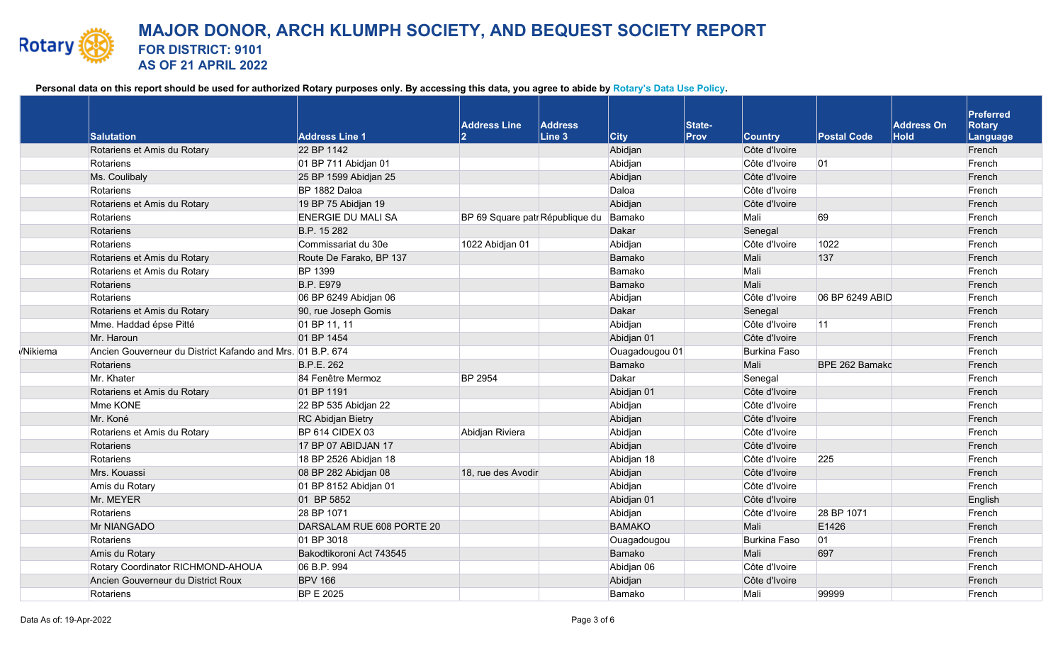# MAJOR DONOR, ARCH KLUMPH SOCIETY, AND BEQUEST SOCIETY REPORT

**FOR DISTRICT: 9101**

**AS OF 21 APRIL 2022**

**Personal data on this report should be used for authorized Rotary purposes only. By accessing this data, you agree to abide by Rotary's Data Use Policy.**

| | Salutation | Address Line 1 | Address Line 2 | Address Line 3 | City | State-Prov | Country | Postal Code | Address On Hold | Preferred Rotary Language |
|---|---|---|---|---|---|---|---|---|---|---|
| | Rotariens et Amis du Rotary | 22 BP 1142 | | | Abidjan | | Côte d'Ivoire | | | French |
| | Rotariens | 01 BP 711 Abidjan 01 | | | Abidjan | | Côte d'Ivoire | 01 | | French |
| | Ms. Coulibaly | 25 BP 1599 Abidjan 25 | | | Abidjan | | Côte d'Ivoire | | | French |
| | Rotariens | BP 1882 Daloa | | | Daloa | | Côte d'Ivoire | | | French |
| | Rotariens et Amis du Rotary | 19 BP 75 Abidjan 19 | | | Abidjan | | Côte d'Ivoire | | | French |
| | Rotariens | ENERGIE DU MALI SA | BP 69 Square patr | République du | Bamako | | Mali | 69 | | French |
| | Rotariens | B.P. 15 282 | | | Dakar | | Senegal | | | French |
| | Rotariens | Commissariat du 30e | 1022 Abidjan 01 | | Abidjan | | Côte d'Ivoire | 1022 | | French |
| | Rotariens et Amis du Rotary | Route De Farako, BP 137 | | | Bamako | | Mali | 137 | | French |
| | Rotariens et Amis du Rotary | BP 1399 | | | Bamako | | Mali | | | French |
| | Rotariens | B.P. E979 | | | Bamako | | Mali | | | French |
| | Rotariens | 06 BP 6249 Abidjan 06 | | | Abidjan | | Côte d'Ivoire | 06 BP 6249 ABID | | French |
| | Rotariens et Amis du Rotary | 90, rue Joseph Gomis | | | Dakar | | Senegal | | | French |
| | Mme. Haddad épse Pitté | 01 BP 11, 11 | | | Abidjan | | Côte d'Ivoire | 11 | | French |
| | Mr. Haroun | 01 BP 1454 | | | Abidjan 01 | | Côte d'Ivoire | | | French |
| /Nikiema | Ancien Gouverneur du District Kafando and Mrs. | 01 B.P. 674 | | | Ouagadougou 01 | | Burkina Faso | | | French |
| | Rotariens | B.P.E. 262 | | | Bamako | | Mali | BPE 262 Bamako | | French |
| | Mr. Khater | 84 Fenêtre Mermoz | BP 2954 | | Dakar | | Senegal | | | French |
| | Rotariens et Amis du Rotary | 01 BP 1191 | | | Abidjan 01 | | Côte d'Ivoire | | | French |
| | Mme KONE | 22 BP 535 Abidjan 22 | | | Abidjan | | Côte d'Ivoire | | | French |
| | Mr. Koné | RC Abidjan Bietry | | | Abidjan | | Côte d'Ivoire | | | French |
| | Rotariens et Amis du Rotary | BP 614 CIDEX 03 | Abidjan Riviera | | Abidjan | | Côte d'Ivoire | | | French |
| | Rotariens | 17 BP 07 ABIDJAN 17 | | | Abidjan | | Côte d'Ivoire | | | French |
| | Rotariens | 18 BP 2526 Abidjan 18 | | | Abidjan 18 | | Côte d'Ivoire | 225 | | French |
| | Mrs. Kouassi | 08 BP 282 Abidjan 08 | 18, rue des Avodir | | Abidjan | | Côte d'Ivoire | | | French |
| | Amis du Rotary | 01 BP 8152 Abidjan 01 | | | Abidjan | | Côte d'Ivoire | | | French |
| | Mr. MEYER | 01 BP 5852 | | | Abidjan 01 | | Côte d'Ivoire | | | English |
| | Rotariens | 28 BP 1071 | | | Abidjan | | Côte d'Ivoire | 28 BP 1071 | | French |
| | Mr NIANGADO | DARSALAM RUE 608 PORTE 20 | | | BAMAKO | | Mali | E1426 | | French |
| | Rotariens | 01 BP 3018 | | | Ouagadougou | | Burkina Faso | 01 | | French |
| | Amis du Rotary | Bakodtikoroni Act 743545 | | | Bamako | | Mali | 697 | | French |
| | Rotary Coordinator RICHMOND-AHOUA | 06 B.P. 994 | | | Abidjan 06 | | Côte d'Ivoire | | | French |
| | Ancien Gouverneur du District Roux | BPV 166 | | | Abidjan | | Côte d'Ivoire | | | French |
| | Rotariens | BP E 2025 | | | Bamako | | Mali | 99999 | | French |

Data As of: 19-Apr-2022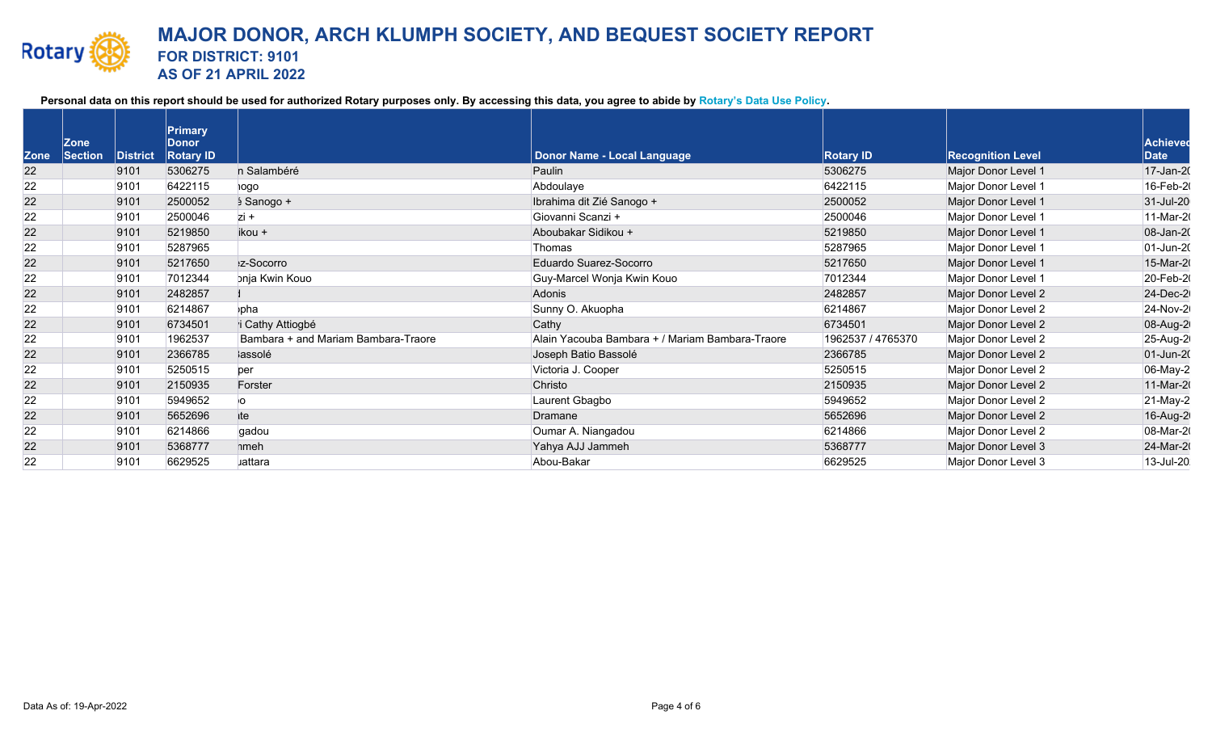# MAJOR DONOR, ARCH KLUMPH SOCIETY, AND BEQUEST SOCIETY REPORT

**FOR DISTRICT: 9101**

**AS OF 21 APRIL 2022**

**Personal data on this report should be used for authorized Rotary purposes only. By accessing this data, you agree to abide by Rotary's Data Use Policy.**

| Zone | Zone Section | District | Primary Donor Rotary ID | | Donor Name - Local Language | Rotary ID | Recognition Level | Achieved Date |
|---|---|---|---|---|---|---|---|---|
| 22 | | 9101 | 5306275 | n Salambéré | Paulin | 5306275 | Major Donor Level 1 | 17-Jan-20 |
| 22 | | 9101 | 6422115 | ıogo | Abdoulaye | 6422115 | Major Donor Level 1 | 16-Feb-20 |
| 22 | | 9101 | 2500052 | é Sanogo + | Ibrahima dit Zié Sanogo + | 2500052 | Major Donor Level 1 | 31-Jul-20 |
| 22 | | 9101 | 2500046 | zi + | Giovanni Scanzi + | 2500046 | Major Donor Level 1 | 11-Mar-20 |
| 22 | | 9101 | 5219850 | ikou + | Aboubakar Sidikou + | 5219850 | Major Donor Level 1 | 08-Jan-20 |
| 22 | | 9101 | 5287965 | | Thomas | 5287965 | Major Donor Level 1 | 01-Jun-20 |
| 22 | | 9101 | 5217650 | ız-Socorro | Eduardo Suarez-Socorro | 5217650 | Major Donor Level 1 | 15-Mar-20 |
| 22 | | 9101 | 7012344 | onja Kwin Kouo | Guy-Marcel Wonja Kwin Kouo | 7012344 | Major Donor Level 1 | 20-Feb-20 |
| 22 | | 9101 | 2482857 | l | Adonis | 2482857 | Major Donor Level 2 | 24-Dec-20 |
| 22 | | 9101 | 6214867 | ıpha | Sunny O. Akuopha | 6214867 | Major Donor Level 2 | 24-Nov-20 |
| 22 | | 9101 | 6734501 | i Cathy Attiogbé | Cathy | 6734501 | Major Donor Level 2 | 08-Aug-20 |
| 22 | | 9101 | 1962537 | Bambara + and Mariam Bambara-Traore | Alain Yacouba Bambara + / Mariam Bambara-Traore | 1962537 / 4765370 | Major Donor Level 2 | 25-Aug-20 |
| 22 | | 9101 | 2366785 | 3assolé | Joseph Batio Bassolé | 2366785 | Major Donor Level 2 | 01-Jun-20 |
| 22 | | 9101 | 5250515 | per | Victoria J. Cooper | 5250515 | Major Donor Level 2 | 06-May-2 |
| 22 | | 9101 | 2150935 | Forster | Christo | 2150935 | Major Donor Level 2 | 11-Mar-20 |
| 22 | | 9101 | 5949652 | ıo | Laurent Gbagbo | 5949652 | Major Donor Level 2 | 21-May-2 |
| 22 | | 9101 | 5652696 | ıte | Dramane | 5652696 | Major Donor Level 2 | 16-Aug-20 |
| 22 | | 9101 | 6214866 | gadou | Oumar A. Niangadou | 6214866 | Major Donor Level 2 | 08-Mar-20 |
| 22 | | 9101 | 5368777 | ımeh | Yahya AJJ Jammeh | 5368777 | Major Donor Level 3 | 24-Mar-20 |
| 22 | | 9101 | 6629525 | ıattara | Abou-Bakar | 6629525 | Major Donor Level 3 | 13-Jul-20 |

Data As of: 19-Apr-2022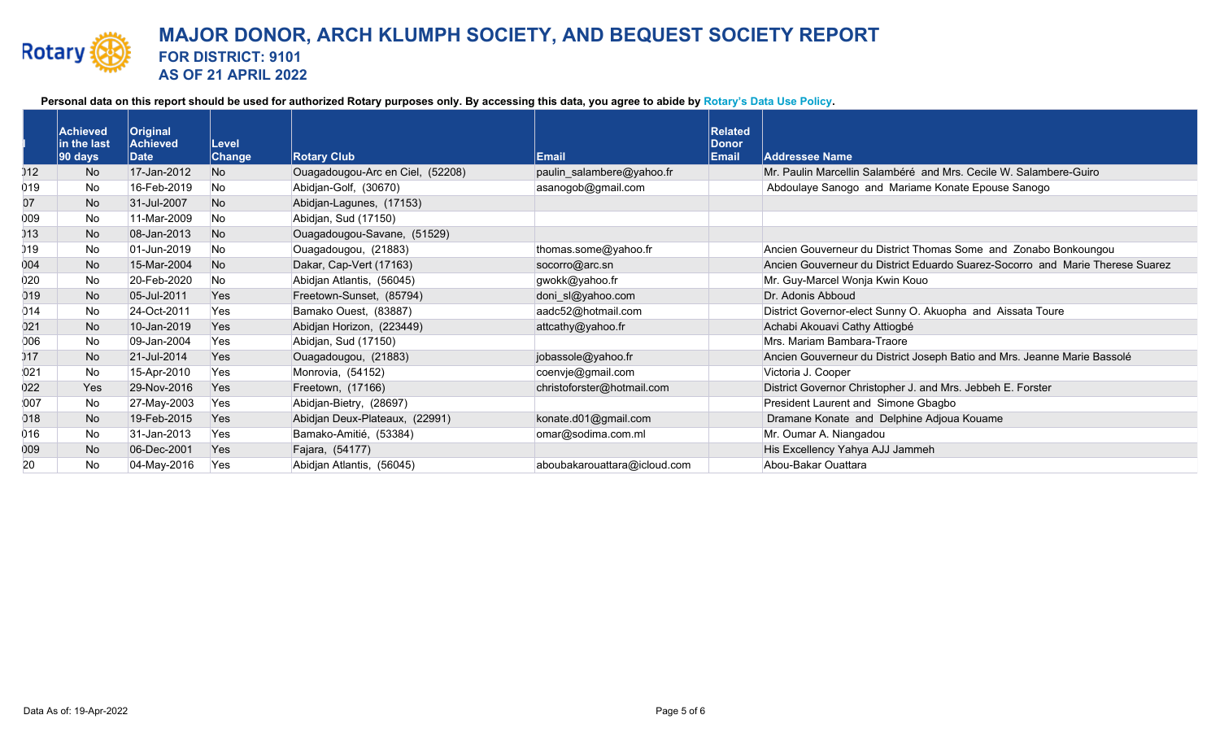# MAJOR DONOR, ARCH KLUMPH SOCIETY, AND BEQUEST SOCIETY REPORT

**FOR DISTRICT: 9101**

**AS OF 21 APRIL 2022**

**Personal data on this report should be used for authorized Rotary purposes only. By accessing this data, you agree to abide by Rotary's Data Use Policy.**

| | Achieved in the last 90 days | Original Achieved Date | Level Change | Rotary Club | Email | Related Donor Email | Addressee Name |
|---|---|---|---|---|---|---|---|
| )12 | No | 17-Jan-2012 | No | Ouagadougou-Arc en Ciel, (52208) | paulin_salambere@yahoo.fr | | Mr. Paulin Marcellin Salambéré and Mrs. Cecile W. Salambere-Guiro |
| )19 | No | 16-Feb-2019 | No | Abidjan-Golf, (30670) | asanogob@gmail.com | | Abdoulaye Sanogo and Mariame Konate Epouse Sanogo |
| 07 | No | 31-Jul-2007 | No | Abidjan-Lagunes, (17153) | | | |
| )09 | No | 11-Mar-2009 | No | Abidjan, Sud (17150) | | | |
| )13 | No | 08-Jan-2013 | No | Ouagadougou-Savane, (51529) | | | |
| )19 | No | 01-Jun-2019 | No | Ouagadougou, (21883) | thomas.some@yahoo.fr | | Ancien Gouverneur du District Thomas Some and Zonabo Bonkoungou |
| )04 | No | 15-Mar-2004 | No | Dakar, Cap-Vert (17163) | socorro@arc.sn | | Ancien Gouverneur du District Eduardo Suarez-Socorro and Marie Therese Suarez |
| )20 | No | 20-Feb-2020 | No | Abidjan Atlantis, (56045) | gwokk@yahoo.fr | | Mr. Guy-Marcel Wonja Kwin Kouo |
| )19 | No | 05-Jul-2011 | Yes | Freetown-Sunset, (85794) | doni_sl@yahoo.com | | Dr. Adonis Abboud |
| )14 | No | 24-Oct-2011 | Yes | Bamako Ouest, (83887) | aadc52@hotmail.com | | District Governor-elect Sunny O. Akuopha and Aissata Toure |
| )21 | No | 10-Jan-2019 | Yes | Abidjan Horizon, (223449) | attcathy@yahoo.fr | | Achabi Akouavi Cathy Attiogbé |
| )06 | No | 09-Jan-2004 | Yes | Abidjan, Sud (17150) | | | Mrs. Mariam Bambara-Traore |
| )17 | No | 21-Jul-2014 | Yes | Ouagadougou, (21883) | jobassole@yahoo.fr | | Ancien Gouverneur du District Joseph Batio and Mrs. Jeanne Marie Bassolé |
| :021 | No | 15-Apr-2010 | Yes | Monrovia, (54152) | coenvje@gmail.com | | Victoria J. Cooper |
| )22 | Yes | 29-Nov-2016 | Yes | Freetown, (17166) | christoforster@hotmail.com | | District Governor Christopher J. and Mrs. Jebbeh E. Forster |
| :007 | No | 27-May-2003 | Yes | Abidjan-Bietry, (28697) | | | President Laurent and Simone Gbagbo |
| )18 | No | 19-Feb-2015 | Yes | Abidjan Deux-Plateaux, (22991) | konate.d01@gmail.com | | Dramane Konate and Delphine Adjoua Kouame |
| )16 | No | 31-Jan-2013 | Yes | Bamako-Amitié, (53384) | omar@sodima.com.ml | | Mr. Oumar A. Niangadou |
| )09 | No | 06-Dec-2001 | Yes | Fajara, (54177) | | | His Excellency Yahya AJJ Jammeh |
| 20 | No | 04-May-2016 | Yes | Abidjan Atlantis, (56045) | aboubakarouattara@icloud.com | | Abou-Bakar Ouattara |

Data As of: 19-Apr-2022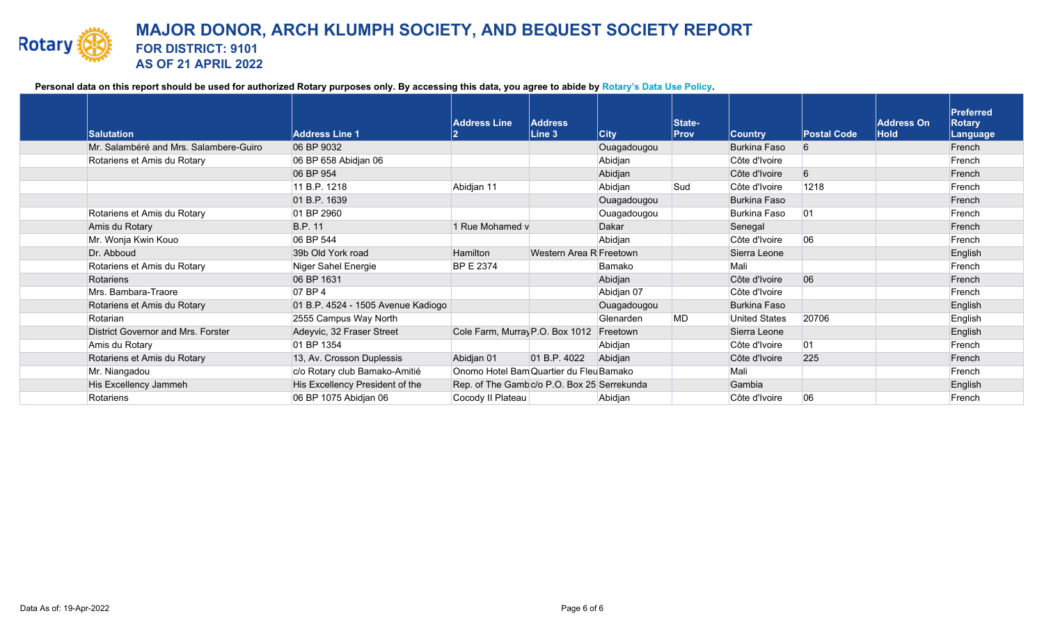# MAJOR DONOR, ARCH KLUMPH SOCIETY, AND BEQUEST SOCIETY REPORT

## FOR DISTRICT: 9101

## AS OF 21 APRIL 2022

**Personal data on this report should be used for authorized Rotary purposes only. By accessing this data, you agree to abide by Rotary's Data Use Policy.**

| | Salutation | Address Line 1 | Address Line 2 | Address Line 3 | City | State-Prov | Country | Postal Code | Address On Hold | Preferred Rotary Language |
|---|---|---|---|---|---|---|---|---|---|---|
| | Mr. Salambéré and Mrs. Salambere-Guiro | 06 BP 9032 | | | Ouagadougou | | Burkina Faso | 6 | | French |
| | Rotariens et Amis du Rotary | 06 BP 658 Abidjan 06 | | | Abidjan | | Côte d'Ivoire | | | French |
| | | 06 BP 954 | | | Abidjan | | Côte d'Ivoire | 6 | | French |
| | | 11 B.P. 1218 | Abidjan 11 | | Abidjan | Sud | Côte d'Ivoire | 1218 | | French |
| | | 01 B.P. 1639 | | | Ouagadougou | | Burkina Faso | | | French |
| | Rotariens et Amis du Rotary | 01 BP 2960 | | | Ouagadougou | | Burkina Faso | 01 | | French |
| | Amis du Rotary | B.P. 11 | 1 Rue Mohamed v | | Dakar | | Senegal | | | French |
| | Mr. Wonja Kwin Kouo | 06 BP 544 | | | Abidjan | | Côte d'Ivoire | 06 | | French |
| | Dr. Abboud | 39b Old York road | Hamilton | Western Area R | Freetown | | Sierra Leone | | | English |
| | Rotariens et Amis du Rotary | Niger Sahel Energie | BP E 2374 | | Bamako | | Mali | | | French |
| | Rotariens | 06 BP 1631 | | | Abidjan | | Côte d'Ivoire | 06 | | French |
| | Mrs. Bambara-Traore | 07 BP 4 | | | Abidjan 07 | | Côte d'Ivoire | | | French |
| | Rotariens et Amis du Rotary | 01 B.P. 4524 - 1505 Avenue Kadiogo | | | Ouagadougou | | Burkina Faso | | | English |
| | Rotarian | 2555 Campus Way North | | | Glenarden | MD | United States | 20706 | | English |
| | District Governor and Mrs. Forster | Adeyvic, 32 Fraser Street | Cole Farm, Murray | P.O. Box 1012 | Freetown | | Sierra Leone | | | English |
| | Amis du Rotary | 01 BP 1354 | | | Abidjan | | Côte d'Ivoire | 01 | | French |
| | Rotariens et Amis du Rotary | 13, Av. Crosson Duplessis | Abidjan 01 | 01 B.P. 4022 | Abidjan | | Côte d'Ivoire | 225 | | French |
| | Mr. Niangadou | c/o Rotary club Bamako-Amitié | Onomo Hotel Bam | Quartier du Fleu | Bamako | | Mali | | | French |
| | His Excellency Jammeh | His Excellency President of the | Rep. of The Gamb | c/o P.O. Box 25 | Serrekunda | | Gambia | | | English |
| | Rotariens | 06 BP 1075 Abidjan 06 | Cocody II Plateau | | Abidjan | | Côte d'Ivoire | 06 | | French |

Data As of: 19-Apr-2022